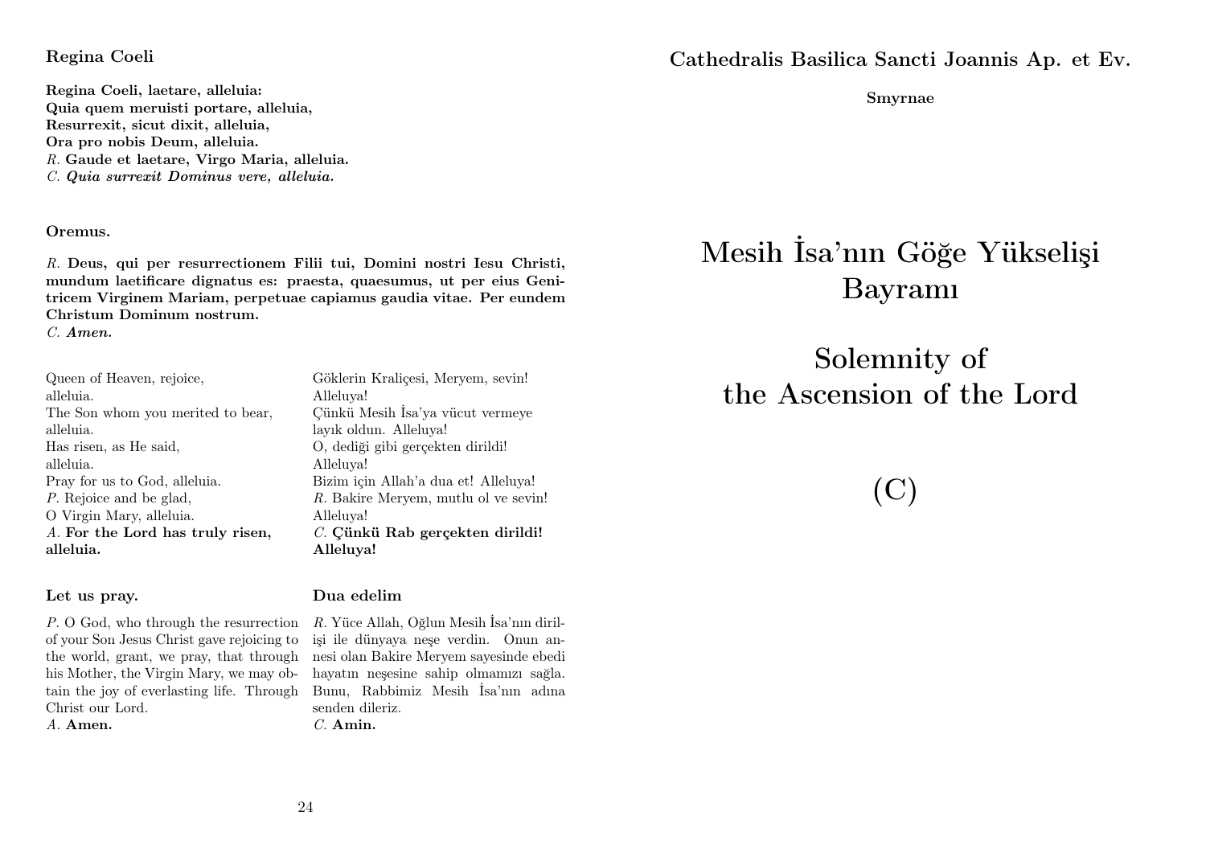### Regina Coeli

**Regina Coeli, laetare, alleluia:**
**Quia quem meruisti portare, alleluia,**
**Resurrexit, sicut dixit, alleluia,**
**Ora pro nobis Deum, alleluia.**
*R.* **Gaude et laetare, Virgo Maria, alleluia.**
*C.* ***Quia surrexit Dominus vere, alleluia.***

**Oremus.**

*R.* **Deus, qui per resurrectionem Filii tui, Domini nostri Iesu Christi, mundum laetificare dignatus es: praesta, quaesumus, ut per eius Genitricem Virginem Mariam, perpetuae capiamus gaudia vitae. Per eundem Christum Dominum nostrum.**
*C.* ***Amen.***

Queen of Heaven, rejoice,
alleluia.
The Son whom you merited to bear,
alleluia.
Has risen, as He said,
alleluia.
Pray for us to God, alleluia.
*P.* Rejoice and be glad,
O Virgin Mary, alleluia.
*A.* **For the Lord has truly risen, alleluia.**

**Let us pray.**

*P.* O God, who through the resurrection of your Son Jesus Christ gave rejoicing to the world, grant, we pray, that through his Mother, the Virgin Mary, we may obtain the joy of everlasting life. Through Christ our Lord.
*A.* **Amen.**

Göklerin Kraliçesi, Meryem, sevin!
Alleluya!
Çünkü Mesih İsa'ya vücut vermeye
layık oldun. Alleluya!
O, dediği gibi gerçekten dirildi!
Alleluya!
Bizim için Allah'a dua et! Alleluya!
*R.* Bakire Meryem, mutlu ol ve sevin!
Alleluya!
*C.* **Çünkü Rab gerçekten dirildi! Alleluya!**

**Dua edelim**

*R.* Yüce Allah, Oğlun Mesih İsa'nın dirilişi ile dünyaya neşe verdin. Onun annesi olan Bakire Meryem sayesinde ebedi hayatın neşesine sahip olmamızı sağla. Bunu, Rabbimiz Mesih İsa'nın adına senden dileriz.
*C.* **Amin.**

**Cathedralis Basilica Sancti Joannis Ap. et Ev.**

**Smyrnae**

# Mesih İsa'nın Göğe Yükselişi Bayramı

# Solemnity of the Ascension of the Lord

# (C)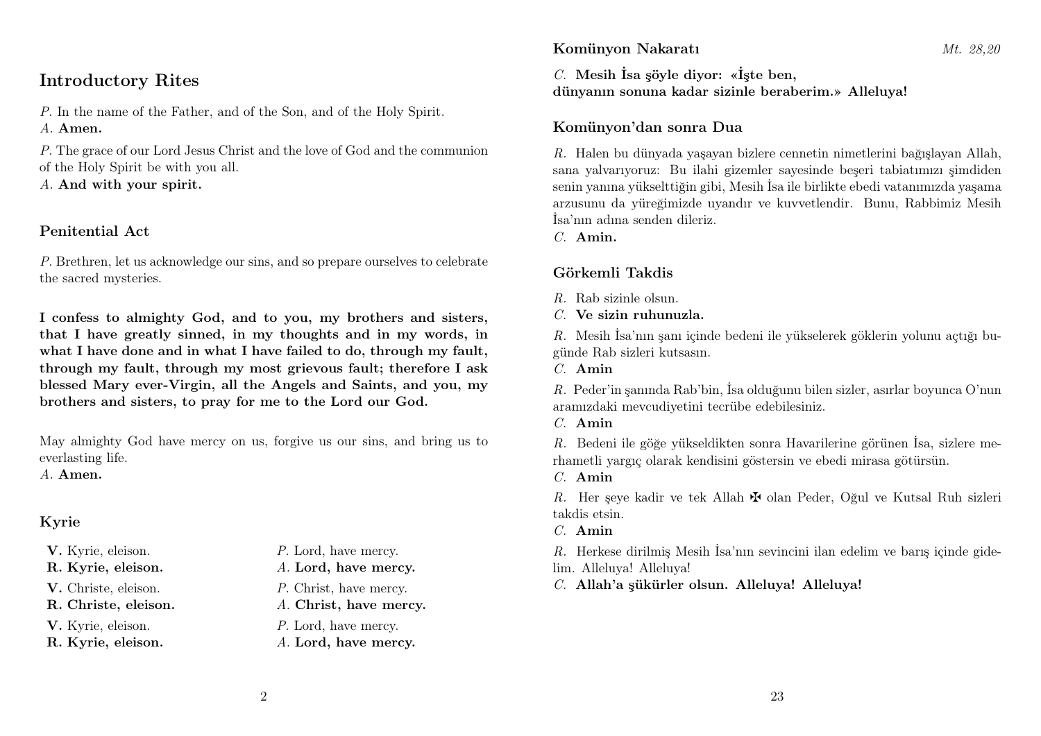## Introductory Rites

*P.* In the name of the Father, and of the Son, and of the Holy Spirit.
*A.* **Amen.**

*P.* The grace of our Lord Jesus Christ and the love of God and the communion of the Holy Spirit be with you all.
*A.* **And with your spirit.**

### Penitential Act

*P.* Brethren, let us acknowledge our sins, and so prepare ourselves to celebrate the sacred mysteries.

**I confess to almighty God, and to you, my brothers and sisters, that I have greatly sinned, in my thoughts and in my words, in what I have done and in what I have failed to do, through my fault, through my fault, through my most grievous fault; therefore I ask blessed Mary ever-Virgin, all the Angels and Saints, and you, my brothers and sisters, to pray for me to the Lord our God.**

May almighty God have mercy on us, forgive us our sins, and bring us to everlasting life.
*A.* **Amen.**

### Kyrie

| | |
|---|---|
| **V.** Kyrie, eleison. | *P.* Lord, have mercy. |
| **R. Kyrie, eleison.** | *A.* **Lord, have mercy.** |
| **V.** Christe, eleison. | *P.* Christ, have mercy. |
| **R. Christe, eleison.** | *A.* **Christ, have mercy.** |
| **V.** Kyrie, eleison. | *P.* Lord, have mercy. |
| **R. Kyrie, eleison.** | *A.* **Lord, have mercy.** |

### Komünyon Nakaratı

*Mt. 28,20*

*C.* **Mesih İsa şöyle diyor: «İşte ben, dünyanın sonuna kadar sizinle beraberim.» Alleluya!**

### Komünyon'dan sonra Dua

*R.* Halen bu dünyada yaşayan bizlere cennetin nimetlerini bağışlayan Allah, sana yalvarıyoruz: Bu ilahi gizemler sayesinde beşeri tabiatımızı şimdiden senin yanına yükselttiğin gibi, Mesih İsa ile birlikte ebedi vatanımızda yaşama arzusunu da yüreğimizde uyandır ve kuvvetlendir. Bunu, Rabbimiz Mesih İsa'nın adına senden dileriz.
*C.* **Amin.**

### Görkemli Takdis

*R.* Rab sizinle olsun.
*C.* **Ve sizin ruhunuzla.**

*R.* Mesih İsa'nın şanı içinde bedeni ile yükselerek göklerin yolunu açtığı bugünde Rab sizleri kutsasın.
*C.* **Amin**

*R.* Peder'in şanında Rab'bin, İsa olduğunu bilen sizler, asırlar boyunca O'nun aramızdaki mevcudiyetini tecrübe edebilesiniz.
*C.* **Amin**

*R.* Bedeni ile göğe yükseldikten sonra Havarilerine görünen İsa, sizlere merhametli yargıç olarak kendisini göstersin ve ebedi mirasa götürsün.
*C.* **Amin**

*R.* Her şeye kadir ve tek Allah ✠ olan Peder, Oğul ve Kutsal Ruh sizleri takdis etsin.
*C.* **Amin**

*R.* Herkese dirilmiş Mesih İsa'nın sevincini ilan edelim ve barış içinde gidelim. Alleluya! Alleluya!
*C.* **Allah'a şükürler olsun. Alleluya! Alleluya!**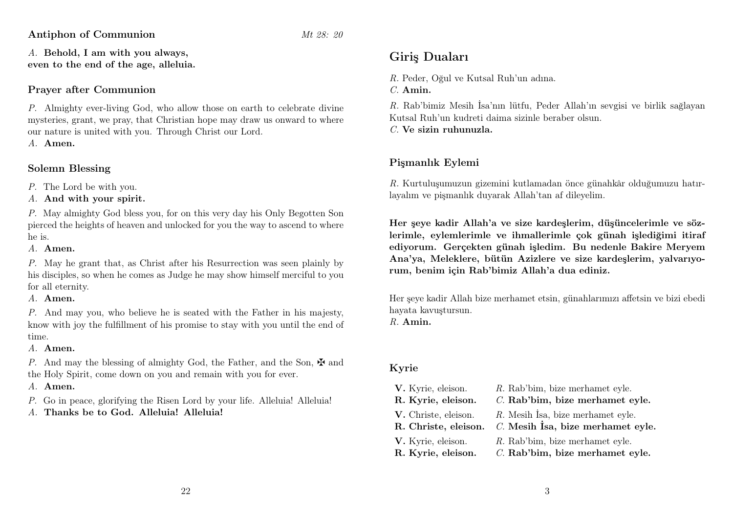### Antiphon of Communion

*Mt 28: 20*

*A.* **Behold, I am with you always,**
**even to the end of the age, alleluia.**

### Prayer after Communion

*P.* Almighty ever-living God, who allow those on earth to celebrate divine mysteries, grant, we pray, that Christian hope may draw us onward to where our nature is united with you. Through Christ our Lord.
*A.* **Amen.**

### Solemn Blessing

*P.* The Lord be with you.
*A.* **And with your spirit.**

*P.* May almighty God bless you, for on this very day his Only Begotten Son pierced the heights of heaven and unlocked for you the way to ascend to where he is.
*A.* **Amen.**

*P.* May he grant that, as Christ after his Resurrection was seen plainly by his disciples, so when he comes as Judge he may show himself merciful to you for all eternity.
*A.* **Amen.**

*P.* And may you, who believe he is seated with the Father in his majesty, know with joy the fulfillment of his promise to stay with you until the end of time.
*A.* **Amen.**

*P.* And may the blessing of almighty God, the Father, and the Son, ✠ and the Holy Spirit, come down on you and remain with you for ever.
*A.* **Amen.**

*P.* Go in peace, glorifying the Risen Lord by your life. Alleluia! Alleluia!
*A.* **Thanks be to God. Alleluia! Alleluia!**

## Giriş Duaları

*R.* Peder, Oğul ve Kutsal Ruh'un adına.
*C.* **Amin.**

*R.* Rab'bimiz Mesih İsa'nın lütfu, Peder Allah'ın sevgisi ve birlik sağlayan Kutsal Ruh'un kudreti daima sizinle beraber olsun.
*C.* **Ve sizin ruhunuzla.**

### Pişmanlık Eylemi

*R.* Kurtuluşumuzun gizemini kutlamadan önce günahkâr olduğumuzu hatırlayalım ve pişmanlık duyarak Allah'tan af dileyelim.

**Her şeye kadir Allah'a ve size kardeşlerim, düşüncelerimle ve sözlerimle, eylemlerimle ve ihmallerimle çok günah işlediğimi itiraf ediyorum. Gerçekten günah işledim. Bu nedenle Bakire Meryem Ana'ya, Meleklere, bütün Azizlere ve size kardeşlerim, yalvarıyorum, benim için Rab'bimiz Allah'a dua ediniz.**

Her şeye kadir Allah bize merhamet etsin, günahlarımızı affetsin ve bizi ebedi hayata kavuştursun.
*R.* **Amin.**

### Kyrie

**V.** Kyrie, eleison. — *R.* Rab'bim, bize merhamet eyle.
**R. Kyrie, eleison.** — *C.* **Rab'bim, bize merhamet eyle.**
**V.** Christe, eleison. — *R.* Mesih İsa, bize merhamet eyle.
**R. Christe, eleison.** — *C.* **Mesih İsa, bize merhamet eyle.**
**V.** Kyrie, eleison. — *R.* Rab'bim, bize merhamet eyle.
**R. Kyrie, eleison.** — *C.* **Rab'bim, bize merhamet eyle.**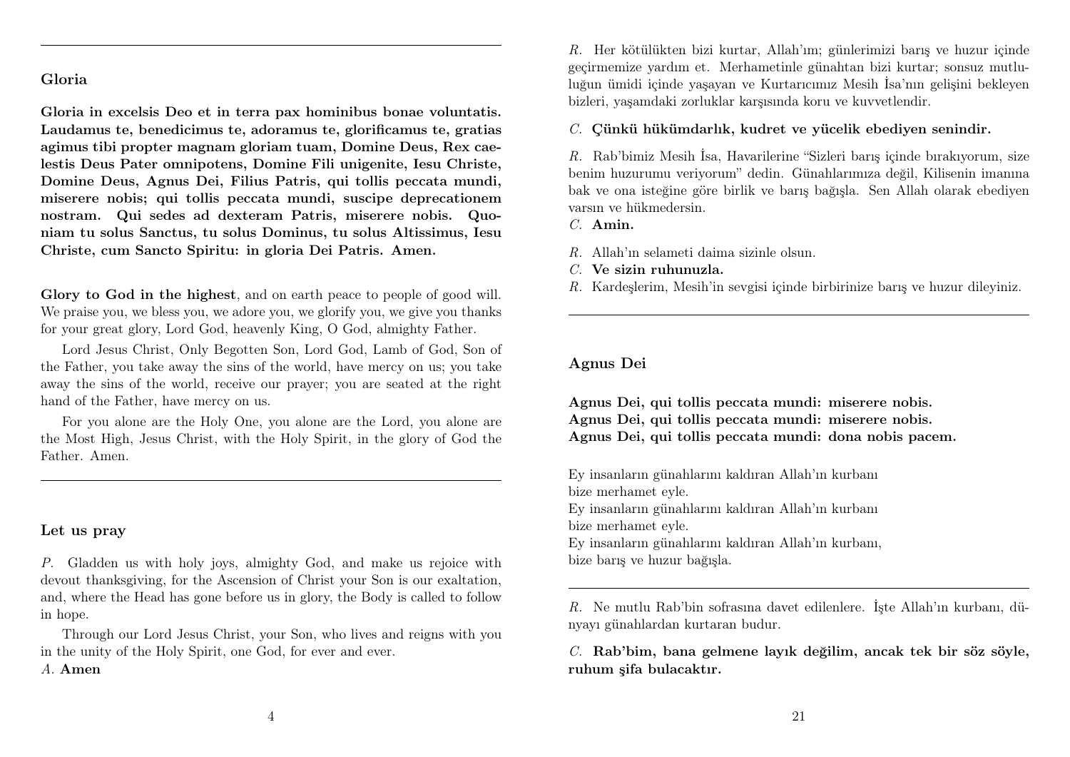## Gloria

**Gloria in excelsis Deo et in terra pax hominibus bonae voluntatis. Laudamus te, benedicimus te, adoramus te, glorificamus te, gratias agimus tibi propter magnam gloriam tuam, Domine Deus, Rex caelestis Deus Pater omnipotens, Domine Fili unigenite, Iesu Christe, Domine Deus, Agnus Dei, Filius Patris, qui tollis peccata mundi, miserere nobis; qui tollis peccata mundi, suscipe deprecationem nostram. Qui sedes ad dexteram Patris, miserere nobis. Quoniam tu solus Sanctus, tu solus Dominus, tu solus Altissimus, Iesu Christe, cum Sancto Spiritu: in gloria Dei Patris. Amen.**

**Glory to God in the highest**, and on earth peace to people of good will. We praise you, we bless you, we adore you, we glorify you, we give you thanks for your great glory, Lord God, heavenly King, O God, almighty Father.

Lord Jesus Christ, Only Begotten Son, Lord God, Lamb of God, Son of the Father, you take away the sins of the world, have mercy on us; you take away the sins of the world, receive our prayer; you are seated at the right hand of the Father, have mercy on us.

For you alone are the Holy One, you alone are the Lord, you alone are the Most High, Jesus Christ, with the Holy Spirit, in the glory of God the Father. Amen.

---

## Let us pray

*P.* Gladden us with holy joys, almighty God, and make us rejoice with devout thanksgiving, for the Ascension of Christ your Son is our exaltation, and, where the Head has gone before us in glory, the Body is called to follow in hope.

Through our Lord Jesus Christ, your Son, who lives and reigns with you in the unity of the Holy Spirit, one God, for ever and ever.

*A.* **Amen**

---

*R.* Her kötülükten bizi kurtar, Allah'ım; günlerimizi barış ve huzur içinde geçirmemize yardım et. Merhametinle günahtan bizi kurtar; sonsuz mutluluğun ümidi içinde yaşayan ve Kurtarıcımız Mesih İsa'nın gelişini bekleyen bizleri, yaşamdaki zorluklar karşısında koru ve kuvvetlendir.

*C.* **Çünkü hükümdarlık, kudret ve yücelik ebediyen senindir.**

*R.* Rab'bimiz Mesih İsa, Havarilerine "Sizleri barış içinde bırakıyorum, size benim huzurumu veriyorum" dedin. Günahlarımıza değil, Kilisenin imanına bak ve ona isteğine göre birlik ve barış bağışla. Sen Allah olarak ebediyen varsın ve hükmedersin.

*C.* **Amin.**

*R.* Allah'ın selameti daima sizinle olsun.

*C.* **Ve sizin ruhunuzla.**

*R.* Kardeşlerim, Mesih'in sevgisi içinde birbirinize barış ve huzur dileyiniz.

---

## Agnus Dei

**Agnus Dei, qui tollis peccata mundi: miserere nobis.**
**Agnus Dei, qui tollis peccata mundi: miserere nobis.**
**Agnus Dei, qui tollis peccata mundi: dona nobis pacem.**

Ey insanların günahlarını kaldıran Allah'ın kurbanı
bize merhamet eyle.
Ey insanların günahlarını kaldıran Allah'ın kurbanı
bize merhamet eyle.
Ey insanların günahlarını kaldıran Allah'ın kurbanı,
bize barış ve huzur bağışla.

---

*R.* Ne mutlu Rab'bin sofrasına davet edilenlere. İşte Allah'ın kurbanı, dünyayı günahlardan kurtaran budur.

*C.* **Rab'bim, bana gelmene layık değilim, ancak tek bir söz söyle, ruhum şifa bulacaktır.**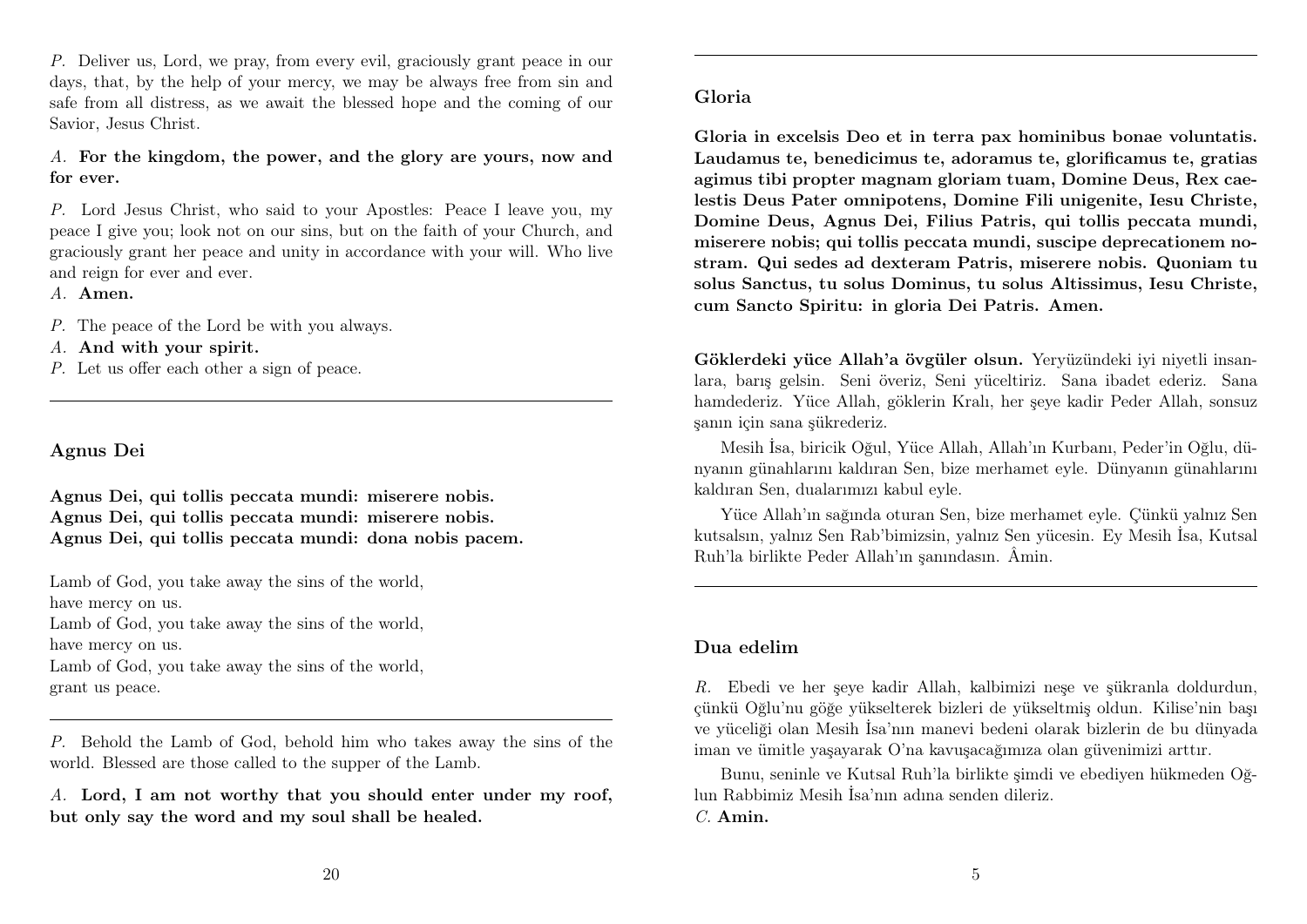*P.* Deliver us, Lord, we pray, from every evil, graciously grant peace in our days, that, by the help of your mercy, we may be always free from sin and safe from all distress, as we await the blessed hope and the coming of our Savior, Jesus Christ.

*A.* **For the kingdom, the power, and the glory are yours, now and for ever.**

*P.* Lord Jesus Christ, who said to your Apostles: Peace I leave you, my peace I give you; look not on our sins, but on the faith of your Church, and graciously grant her peace and unity in accordance with your will. Who live and reign for ever and ever.
*A.* **Amen.**

*P.* The peace of the Lord be with you always.
*A.* **And with your spirit.**
*P.* Let us offer each other a sign of peace.

---

### Agnus Dei

**Agnus Dei, qui tollis peccata mundi: miserere nobis.**
**Agnus Dei, qui tollis peccata mundi: miserere nobis.**
**Agnus Dei, qui tollis peccata mundi: dona nobis pacem.**

Lamb of God, you take away the sins of the world,
have mercy on us.
Lamb of God, you take away the sins of the world,
have mercy on us.
Lamb of God, you take away the sins of the world,
grant us peace.

---

*P.* Behold the Lamb of God, behold him who takes away the sins of the world. Blessed are those called to the supper of the Lamb.

*A.* **Lord, I am not worthy that you should enter under my roof, but only say the word and my soul shall be healed.**

---

### Gloria

**Gloria in excelsis Deo et in terra pax hominibus bonae voluntatis. Laudamus te, benedicimus te, adoramus te, glorificamus te, gratias agimus tibi propter magnam gloriam tuam, Domine Deus, Rex caelestis Deus Pater omnipotens, Domine Fili unigenite, Iesu Christe, Domine Deus, Agnus Dei, Filius Patris, qui tollis peccata mundi, miserere nobis; qui tollis peccata mundi, suscipe deprecationem nostram. Qui sedes ad dexteram Patris, miserere nobis. Quoniam tu solus Sanctus, tu solus Dominus, tu solus Altissimus, Iesu Christe, cum Sancto Spiritu: in gloria Dei Patris. Amen.**

**Göklerdeki yüce Allah'a övgüler olsun.** Yeryüzündeki iyi niyetli insanlara, barış gelsin. Seni överiz, Seni yüceltiriz. Sana ibadet ederiz. Sana hamdederiz. Yüce Allah, göklerin Kralı, her şeye kadir Peder Allah, sonsuz şanın için sana şükrederiz.

Mesih İsa, biricik Oğul, Yüce Allah, Allah'ın Kurbanı, Peder'in Oğlu, dünyanın günahlarını kaldıran Sen, bize merhamet eyle. Dünyanın günahlarını kaldıran Sen, dualarımızı kabul eyle.

Yüce Allah'ın sağında oturan Sen, bize merhamet eyle. Çünkü yalnız Sen kutsalsın, yalnız Sen Rab'bimizsin, yalnız Sen yücesin. Ey Mesih İsa, Kutsal Ruh'la birlikte Peder Allah'ın şanındasın. Âmin.

---

### Dua edelim

*R.* Ebedi ve her şeye kadir Allah, kalbimizi neşe ve şükranla doldurdun, çünkü Oğlu'nu göğe yükselterek bizleri de yükseltmiş oldun. Kilise'nin başı ve yüceliği olan Mesih İsa'nın manevi bedeni olarak bizlerin de bu dünyada iman ve ümitle yaşayarak O'na kavuşacağımıza olan güvenimizi arttır.

Bunu, seninle ve Kutsal Ruh'la birlikte şimdi ve ebediyen hükmeden Oğlun Rabbimiz Mesih İsa'nın adına senden dileriz.
*C.* **Amin.**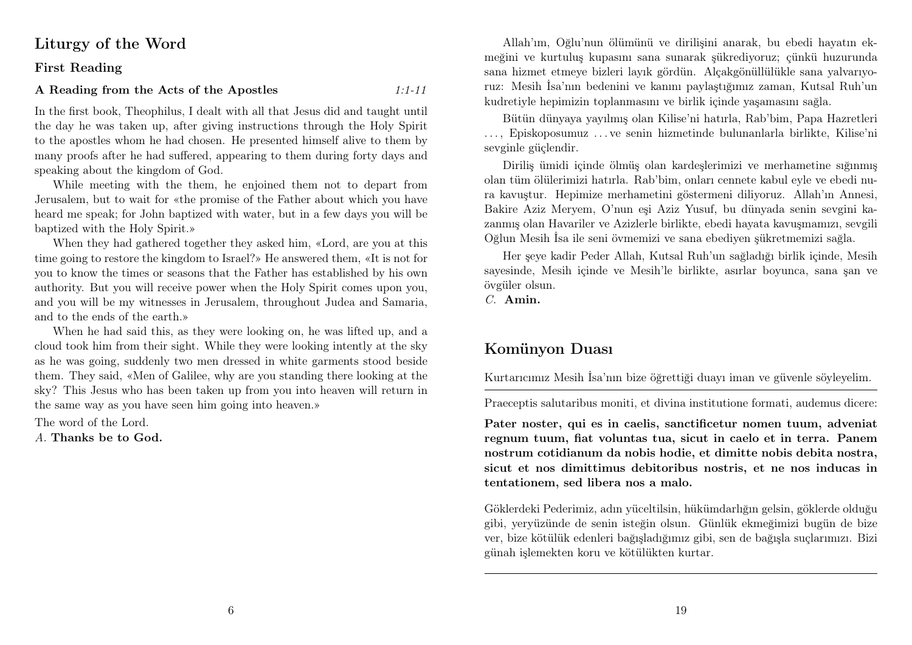## Liturgy of the Word

### First Reading

**A Reading from the Acts of the Apostles** *1:1-11*

In the first book, Theophilus, I dealt with all that Jesus did and taught until the day he was taken up, after giving instructions through the Holy Spirit to the apostles whom he had chosen. He presented himself alive to them by many proofs after he had suffered, appearing to them during forty days and speaking about the kingdom of God.

While meeting with the them, he enjoined them not to depart from Jerusalem, but to wait for «the promise of the Father about which you have heard me speak; for John baptized with water, but in a few days you will be baptized with the Holy Spirit.»

When they had gathered together they asked him, «Lord, are you at this time going to restore the kingdom to Israel?» He answered them, «It is not for you to know the times or seasons that the Father has established by his own authority. But you will receive power when the Holy Spirit comes upon you, and you will be my witnesses in Jerusalem, throughout Judea and Samaria, and to the ends of the earth.»

When he had said this, as they were looking on, he was lifted up, and a cloud took him from their sight. While they were looking intently at the sky as he was going, suddenly two men dressed in white garments stood beside them. They said, «Men of Galilee, why are you standing there looking at the sky? This Jesus who has been taken up from you into heaven will return in the same way as you have seen him going into heaven.»

The word of the Lord.
*A.* **Thanks be to God.**

Allah'ım, Oğlu'nun ölümünü ve dirilişini anarak, bu ebedi hayatın ekmeğini ve kurtuluş kupasını sana sunarak şükrediyoruz; çünkü huzurunda sana hizmet etmeye bizleri layık gördün. Alçakgönüllülükle sana yalvarıyoruz: Mesih İsa'nın bedenini ve kanını paylaştığımız zaman, Kutsal Ruh'un kudretiyle hepimizin toplanmasını ve birlik içinde yaşamasını sağla.

Bütün dünyaya yayılmış olan Kilise'ni hatırla, Rab'bim, Papa Hazretleri . . . , Episkoposumuz . . . ve senin hizmetinde bulunanlarla birlikte, Kilise'ni sevginle güçlendir.

Diriliş ümidi içinde ölmüş olan kardeşlerimizi ve merhametine sığınmış olan tüm ölülerimizi hatırla. Rab'bim, onları cennete kabul eyle ve ebedi nura kavuştur. Hepimize merhametini göstermeni diliyoruz. Allah'ın Annesi, Bakire Aziz Meryem, O'nun eşi Aziz Yusuf, bu dünyada senin sevgini kazanmış olan Havariler ve Azizlerle birlikte, ebedi hayata kavuşmamızı, sevgili Oğlun Mesih İsa ile seni övmemizi ve sana ebediyen şükretmemizi sağla.

Her şeye kadir Peder Allah, Kutsal Ruh'un sağladığı birlik içinde, Mesih sayesinde, Mesih içinde ve Mesih'le birlikte, asırlar boyunca, sana şan ve övgüler olsun.
*C.* **Amin.**

## Komünyon Duası

Kurtarıcımız Mesih İsa'nın bize öğrettiği duayı iman ve güvenle söyleyelim.

---

Praeceptis salutaribus moniti, et divina institutione formati, audemus dicere:

**Pater noster, qui es in caelis, sanctificetur nomen tuum, adveniat regnum tuum, fiat voluntas tua, sicut in caelo et in terra. Panem nostrum cotidianum da nobis hodie, et dimitte nobis debita nostra, sicut et nos dimittimus debitoribus nostris, et ne nos inducas in tentationem, sed libera nos a malo.**

Göklerdeki Pederimiz, adın yüceltilsin, hükümdarlığın gelsin, göklerde olduğu gibi, yeryüzünde de senin isteğin olsun. Günlük ekmeğimizi bugün de bize ver, bize kötülük edenleri bağışladığımız gibi, sen de bağışla suçlarımızı. Bizi günah işlemekten koru ve kötülükten kurtar.

---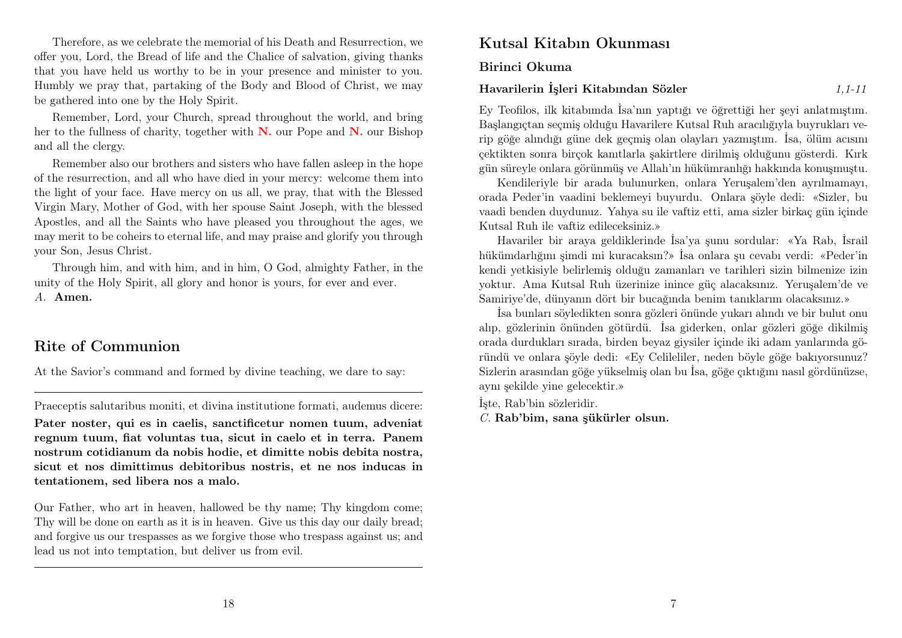Therefore, as we celebrate the memorial of his Death and Resurrection, we offer you, Lord, the Bread of life and the Chalice of salvation, giving thanks that you have held us worthy to be in your presence and minister to you. Humbly we pray that, partaking of the Body and Blood of Christ, we may be gathered into one by the Holy Spirit.

Remember, Lord, your Church, spread throughout the world, and bring her to the fullness of charity, together with **N.** our Pope and **N.** our Bishop and all the clergy.

Remember also our brothers and sisters who have fallen asleep in the hope of the resurrection, and all who have died in your mercy: welcome them into the light of your face. Have mercy on us all, we pray, that with the Blessed Virgin Mary, Mother of God, with her spouse Saint Joseph, with the blessed Apostles, and all the Saints who have pleased you throughout the ages, we may merit to be coheirs to eternal life, and may praise and glorify you through your Son, Jesus Christ.

Through him, and with him, and in him, O God, almighty Father, in the unity of the Holy Spirit, all glory and honor is yours, for ever and ever.
*A.* **Amen.**

## Rite of Communion

At the Savior's command and formed by divine teaching, we dare to say:

---

Praeceptis salutaribus moniti, et divina institutione formati, audemus dicere:

**Pater noster, qui es in caelis, sanctificetur nomen tuum, adveniat regnum tuum, fiat voluntas tua, sicut in caelo et in terra. Panem nostrum cotidianum da nobis hodie, et dimitte nobis debita nostra, sicut et nos dimittimus debitoribus nostris, et ne nos inducas in tentationem, sed libera nos a malo.**

Our Father, who art in heaven, hallowed be thy name; Thy kingdom come; Thy will be done on earth as it is in heaven. Give us this day our daily bread; and forgive us our trespasses as we forgive those who trespass against us; and lead us not into temptation, but deliver us from evil.

---

## Kutsal Kitabın Okunması

### Birinci Okuma

**Havarilerin İşleri Kitabından Sözler** *1,1-11*

Ey Teofilos, ilk kitabımda İsa'nın yaptığı ve öğrettiği her şeyi anlatmıştım. Başlangıçtan seçmiş olduğu Havarilere Kutsal Ruh aracılığıyla buyrukları verip göğe alındığı güne dek geçmiş olan olayları yazmıştım. İsa, ölüm acısını çektikten sonra birçok kanıtlarla şakirtlere dirilmiş olduğunu gösterdi. Kırk gün süreyle onlara görünmüş ve Allah'ın hükümranlığı hakkında konuşmuştu.

Kendileriyle bir arada bulunurken, onlara Yeruşalem'den ayrılmamayı, orada Peder'in vaadini beklemeyi buyurdu. Onlara şöyle dedi: «Sizler, bu vaadi benden duydunuz. Yahya su ile vaftiz etti, ama sizler birkaç gün içinde Kutsal Ruh ile vaftiz edileceksiniz.»

Havariler bir araya geldiklerinde İsa'ya şunu sordular: «Ya Rab, İsrail hükümdarlığını şimdi mi kuracaksın?» İsa onlara şu cevabı verdi: «Peder'in kendi yetkisiyle belirlemiş olduğu zamanları ve tarihleri sizin bilmenize izin yoktur. Ama Kutsal Ruh üzerinize inince güç alacaksınız. Yeruşalem'de ve Samiriye'de, dünyanın dört bir bucağında benim tanıklarım olacaksınız.»

İsa bunları söyledikten sonra gözleri önünde yukarı alındı ve bir bulut onu alıp, gözlerinin önünden götürdü. İsa giderken, onlar gözleri göğe dikilmiş orada durdukları sırada, birden beyaz giysiler içinde iki adam yanlarında göründü ve onlara şöyle dedi: «Ey Celileliler, neden böyle göğe bakıyorsunuz? Sizlerin arasından göğe yükselmiş olan bu İsa, göğe çıktığını nasıl gördünüzse, aynı şekilde yine gelecektir.»

İşte, Rab'bin sözleridir.
*C.* **Rab'bim, sana şükürler olsun.**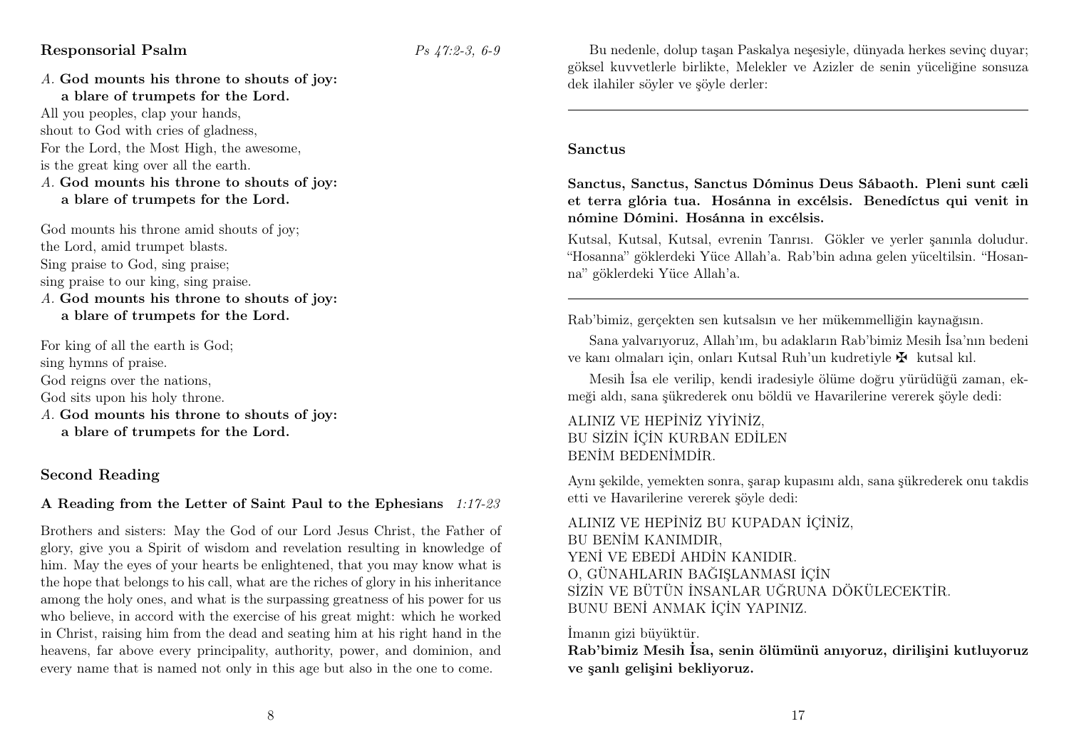### Responsorial Psalm

*Ps 47:2-3, 6-9*

*A.* **God mounts his throne to shouts of joy:**
**a blare of trumpets for the Lord.**

All you peoples, clap your hands,
shout to God with cries of gladness,
For the Lord, the Most High, the awesome,
is the great king over all the earth.

*A.* **God mounts his throne to shouts of joy:**
**a blare of trumpets for the Lord.**

God mounts his throne amid shouts of joy;
the Lord, amid trumpet blasts.
Sing praise to God, sing praise;
sing praise to our king, sing praise.

*A.* **God mounts his throne to shouts of joy:**
**a blare of trumpets for the Lord.**

For king of all the earth is God;
sing hymns of praise.
God reigns over the nations,
God sits upon his holy throne.

*A.* **God mounts his throne to shouts of joy:**
**a blare of trumpets for the Lord.**

### Second Reading

**A Reading from the Letter of Saint Paul to the Ephesians** *1:17-23*

Brothers and sisters: May the God of our Lord Jesus Christ, the Father of glory, give you a Spirit of wisdom and revelation resulting in knowledge of him. May the eyes of your hearts be enlightened, that you may know what is the hope that belongs to his call, what are the riches of glory in his inheritance among the holy ones, and what is the surpassing greatness of his power for us who believe, in accord with the exercise of his great might: which he worked in Christ, raising him from the dead and seating him at his right hand in the heavens, far above every principality, authority, power, and dominion, and every name that is named not only in this age but also in the one to come.

Bu nedenle, dolup taşan Paskalya neşesiyle, dünyada herkes sevinç duyar; göksel kuvvetlerle birlikte, Melekler ve Azizler de senin yüceliğine sonsuza dek ilahiler söyler ve şöyle derler:

---

### Sanctus

**Sanctus, Sanctus, Sanctus Dóminus Deus Sábaoth. Pleni sunt cæli et terra glória tua. Hosánna in excélsis. Benedíctus qui venit in nómine Dómini. Hosánna in excélsis.**

Kutsal, Kutsal, Kutsal, evrenin Tanrısı. Gökler ve yerler şanınla doludur. “Hosanna” göklerdeki Yüce Allah'a. Rab'bin adına gelen yüceltilsin. “Hosanna” göklerdeki Yüce Allah'a.

---

Rab'bimiz, gerçekten sen kutsalsın ve her mükemmelliğin kaynağısın.

Sana yalvarıyoruz, Allah'ım, bu adakların Rab'bimiz Mesih İsa'nın bedeni ve kanı olmaları için, onları Kutsal Ruh'un kudretiyle ✠ kutsal kıl.

Mesih İsa ele verilip, kendi iradesiyle ölüme doğru yürüdüğü zaman, ekmeği aldı, sana şükrederek onu böldü ve Havarilerine vererek şöyle dedi:

ALINIZ VE HEPİNİZ YİYİNİZ,
BU SİZİN İÇİN KURBAN EDİLEN
BENİM BEDENİMDİR.

Aynı şekilde, yemekten sonra, şarap kupasını aldı, sana şükrederek onu takdis etti ve Havarilerine vererek şöyle dedi:

ALINIZ VE HEPİNİZ BU KUPADAN İÇİNİZ,
BU BENİM KANIMDIR,
YENİ VE EBEDİ AHDİN KANIDIR.
O, GÜNAHLARIN BAĞIŞLANMASI İÇİN
SİZİN VE BÜTÜN İNSANLAR UĞRUNA DÖKÜLECEKTİR.
BUNU BENİ ANMAK İÇİN YAPINIZ.

İmanın gizi büyüktür.
**Rab'bimiz Mesih İsa, senin ölümünü anıyoruz, dirilişini kutluyoruz ve şanlı gelişini bekliyoruz.**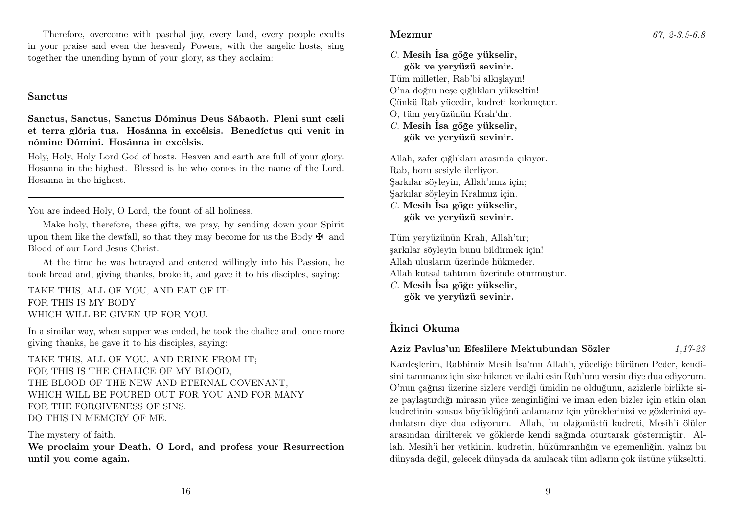Therefore, overcome with paschal joy, every land, every people exults in your praise and even the heavenly Powers, with the angelic hosts, sing together the unending hymn of your glory, as they acclaim:

---

### Sanctus

**Sanctus, Sanctus, Sanctus Dóminus Deus Sábaoth. Pleni sunt cæli et terra glória tua. Hosánna in excélsis. Benedíctus qui venit in nómine Dómini. Hosánna in excélsis.**

Holy, Holy, Holy Lord God of hosts. Heaven and earth are full of your glory. Hosanna in the highest. Blessed is he who comes in the name of the Lord. Hosanna in the highest.

---

You are indeed Holy, O Lord, the fount of all holiness.

Make holy, therefore, these gifts, we pray, by sending down your Spirit upon them like the dewfall, so that they may become for us the Body ✠ and Blood of our Lord Jesus Christ.

At the time he was betrayed and entered willingly into his Passion, he took bread and, giving thanks, broke it, and gave it to his disciples, saying:

TAKE THIS, ALL OF YOU, AND EAT OF IT:
FOR THIS IS MY BODY
WHICH WILL BE GIVEN UP FOR YOU.

In a similar way, when supper was ended, he took the chalice and, once more giving thanks, he gave it to his disciples, saying:

TAKE THIS, ALL OF YOU, AND DRINK FROM IT;
FOR THIS IS THE CHALICE OF MY BLOOD,
THE BLOOD OF THE NEW AND ETERNAL COVENANT,
WHICH WILL BE POURED OUT FOR YOU AND FOR MANY
FOR THE FORGIVENESS OF SINS.
DO THIS IN MEMORY OF ME.

The mystery of faith.
**We proclaim your Death, O Lord, and profess your Resurrection until you come again.**

### Mezmur

*67, 2-3.5-6.8*

*C.* **Mesih İsa göğe yükselir,**
**gök ve yeryüzü sevinir.**
Tüm milletler, Rab'bi alkışlayın!
O'na doğru neşe çığlıkları yükseltin!
Çünkü Rab yücedir, kudreti korkunçtur.
O, tüm yeryüzünün Kralı'dır.
*C.* **Mesih İsa göğe yükselir,**
**gök ve yeryüzü sevinir.**

Allah, zafer çığlıkları arasında çıkıyor.
Rab, boru sesiyle ilerliyor.
Şarkılar söyleyin, Allah'ımız için;
Şarkılar söyleyin Kralımız için.
*C.* **Mesih İsa göğe yükselir,**
**gök ve yeryüzü sevinir.**

Tüm yeryüzünün Kralı, Allah'tır;
şarkılar söyleyin bunu bildirmek için!
Allah ulusların üzerinde hükmeder.
Allah kutsal tahtının üzerinde oturmuştur.
*C.* **Mesih İsa göğe yükselir,**
**gök ve yeryüzü sevinir.**

### İkinci Okuma

**Aziz Pavlus'un Efeslilere Mektubundan Sözler** *1,17-23*

Kardeşlerim, Rabbimiz Mesih İsa'nın Allah'ı, yüceliğe bürünen Peder, kendisini tanımanız için size hikmet ve ilahi esin Ruh'unu versin diye dua ediyorum. O'nun çağrısı üzerine sizlere verdiği ümidin ne olduğunu, azizlerle birlikte size paylaştırdığı mirasın yüce zenginliğini ve iman eden bizler için etkin olan kudretinin sonsuz büyüklüğünü anlamanız için yüreklerinizi ve gözlerinizi aydınlatsın diye dua ediyorum. Allah, bu olağanüstü kudreti, Mesih'i ölüler arasından dirilterek ve göklerde kendi sağında oturtarak göstermiştir. Allah, Mesih'i her yetkinin, kudretin, hükümranlığın ve egemenliğin, yalnız bu dünyada değil, gelecek dünyada da anılacak tüm adların çok üstüne yükseltti.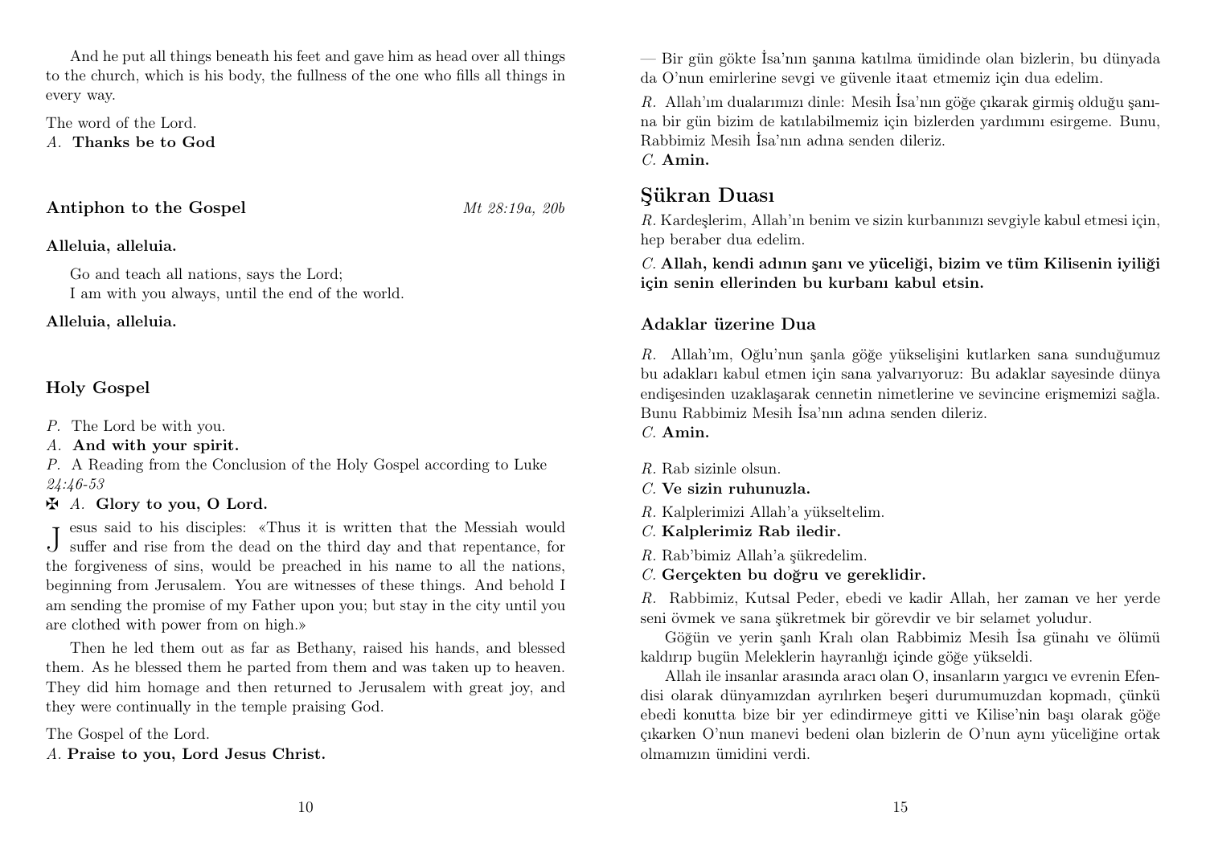And he put all things beneath his feet and gave him as head over all things to the church, which is his body, the fullness of the one who fills all things in every way.

The word of the Lord.
*A.* **Thanks be to God**

### Antiphon to the Gospel *Mt 28:19a, 20b*

**Alleluia, alleluia.**

Go and teach all nations, says the Lord;
I am with you always, until the end of the world.

**Alleluia, alleluia.**

### Holy Gospel

*P.* The Lord be with you.
*A.* **And with your spirit.**
*P.* A Reading from the Conclusion of the Holy Gospel according to Luke *24:46-53*
✠ *A.* **Glory to you, O Lord.**

Jesus said to his disciples: «Thus it is written that the Messiah would suffer and rise from the dead on the third day and that repentance, for the forgiveness of sins, would be preached in his name to all the nations, beginning from Jerusalem. You are witnesses of these things. And behold I am sending the promise of my Father upon you; but stay in the city until you are clothed with power from on high.»

Then he led them out as far as Bethany, raised his hands, and blessed them. As he blessed them he parted from them and was taken up to heaven. They did him homage and then returned to Jerusalem with great joy, and they were continually in the temple praising God.

The Gospel of the Lord.
*A.* **Praise to you, Lord Jesus Christ.**

— Bir gün gökte İsa'nın şanına katılma ümidinde olan bizlerin, bu dünyada da O'nun emirlerine sevgi ve güvenle itaat etmemiz için dua edelim.

*R.* Allah'ım dualarımızı dinle: Mesih İsa'nın göğe çıkarak girmiş olduğu şanına bir gün bizim de katılabilmemiz için bizlerden yardımını esirgeme. Bunu, Rabbimiz Mesih İsa'nın adına senden dileriz.
*C.* **Amin.**

## Şükran Duası

*R.* Kardeşlerim, Allah'ın benim ve sizin kurbanınızı sevgiyle kabul etmesi için, hep beraber dua edelim.

*C.* **Allah, kendi adının şanı ve yüceliği, bizim ve tüm Kilisenin iyiliği için senin ellerinden bu kurbanı kabul etsin.**

### Adaklar üzerine Dua

*R.* Allah'ım, Oğlu'nun şanla göğe yükselişini kutlarken sana sunduğumuz bu adakları kabul etmen için sana yalvarıyoruz: Bu adaklar sayesinde dünya endişesinden uzaklaşarak cennetin nimetlerine ve sevincine erişmemizi sağla. Bunu Rabbimiz Mesih İsa'nın adına senden dileriz.
*C.* **Amin.**

*R.* Rab sizinle olsun.
*C.* **Ve sizin ruhunuzla.**
*R.* Kalplerimizi Allah'a yükseltelim.
*C.* **Kalplerimiz Rab iledir.**
*R.* Rab'bimiz Allah'a şükredelim.
*C.* **Gerçekten bu doğru ve gereklidir.**

*R.* Rabbimiz, Kutsal Peder, ebedi ve kadir Allah, her zaman ve her yerde seni övmek ve sana şükretmek bir görevdir ve bir selamet yoludur.

Göğün ve yerin şanlı Kralı olan Rabbimiz Mesih İsa günahı ve ölümü kaldırıp bugün Meleklerin hayranlığı içinde göğe yükseldi.

Allah ile insanlar arasında aracı olan O, insanların yargıcı ve evrenin Efendisi olarak dünyamızdan ayrılırken beşeri durumumuzdan kopmadı, çünkü ebedi konutta bize bir yer edindirmeye gitti ve Kilise'nin başı olarak göğe çıkarken O'nun manevi bedeni olan bizlerin de O'nun aynı yüceliğine ortak olmamızın ümidini verdi.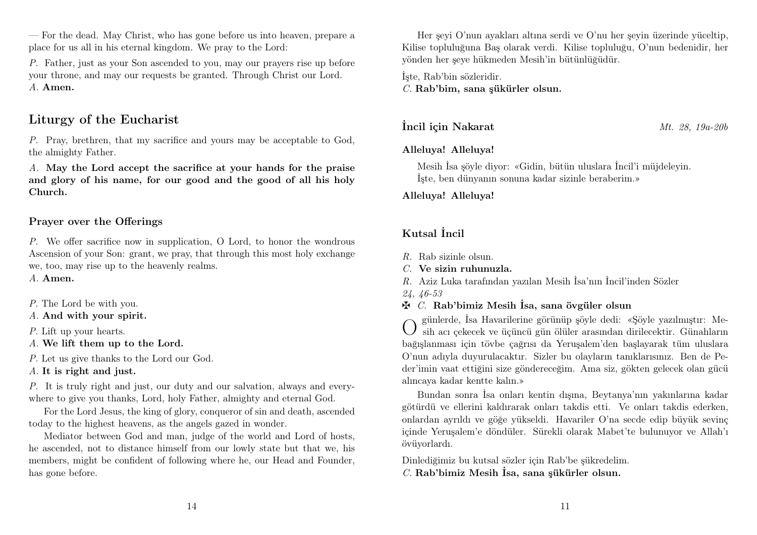— For the dead. May Christ, who has gone before us into heaven, prepare a place for us all in his eternal kingdom. We pray to the Lord:

*P.* Father, just as your Son ascended to you, may our prayers rise up before your throne, and may our requests be granted. Through Christ our Lord.
*A.* **Amen.**

## Liturgy of the Eucharist

*P.* Pray, brethren, that my sacrifice and yours may be acceptable to God, the almighty Father.

*A.* **May the Lord accept the sacrifice at your hands for the praise and glory of his name, for our good and the good of all his holy Church.**

### Prayer over the Offerings

*P.* We offer sacrifice now in supplication, O Lord, to honor the wondrous Ascension of your Son: grant, we pray, that through this most holy exchange we, too, may rise up to the heavenly realms.
*A.* **Amen.**

*P.* The Lord be with you.
*A.* **And with your spirit.**

*P.* Lift up your hearts.
*A.* **We lift them up to the Lord.**

*P.* Let us give thanks to the Lord our God.
*A.* **It is right and just.**

*P.* It is truly right and just, our duty and our salvation, always and everywhere to give you thanks, Lord, holy Father, almighty and eternal God.

For the Lord Jesus, the king of glory, conqueror of sin and death, ascended today to the highest heavens, as the angels gazed in wonder.

Mediator between God and man, judge of the world and Lord of hosts, he ascended, not to distance himself from our lowly state but that we, his members, might be confident of following where he, our Head and Founder, has gone before.

Her şeyi O'nun ayakları altına serdi ve O'nu her şeyin üzerinde yüceltip, Kilise topluluğuna Baş olarak verdi. Kilise topluluğu, O'nun bedenidir, her yönden her şeye hükmeden Mesih'in bütünlüğüdür.

İşte, Rab'bin sözleridir.
*C.* **Rab'bim, sana şükürler olsun.**

### İncil için Nakarat

*Mt. 28, 19a-20b*

**Alleluya! Alleluya!**

Mesih İsa şöyle diyor: «Gidin, bütün uluslara İncil'i müjdeleyin.
İşte, ben dünyanın sonuna kadar sizinle beraberim.»

**Alleluya! Alleluya!**

### Kutsal İncil

*R.* Rab sizinle olsun.
*C.* **Ve sizin ruhunuzla.**
*R.* Aziz Luka tarafından yazılan Mesih İsa'nın İncil'inden Sözler
*24, 46-53*
✠ *C.* **Rab'bimiz Mesih İsa, sana övgüler olsun**

O günlerde, İsa Havarilerine görünüp şöyle dedi: «Şöyle yazılmıştır: Mesih acı çekecek ve üçüncü gün ölüler arasından dirilecektir. Günahların bağışlanması için tövbe çağrısı da Yeruşalem'den başlayarak tüm uluslara O'nun adıyla duyurulacaktır. Sizler bu olayların tanıklarısınız. Ben de Peder'imin vaat ettiğini size göndereceğim. Ama siz, gökten gelecek olan gücü alıncaya kadar kentte kalın.»

Bundan sonra İsa onları kentin dışına, Beytanya'nın yakınlarına kadar götürdü ve ellerini kaldırarak onları takdis etti. Ve onları takdis ederken, onlardan ayrıldı ve göğe yükseldi. Havariler O'na secde edip büyük sevinç içinde Yeruşalem'e döndüler. Sürekli olarak Mabet'te bulunuyor ve Allah'ı övüyorlardı.

Dinlediğimiz bu kutsal sözler için Rab'be şükredelim.
*C.* **Rab'bimiz Mesih İsa, sana şükürler olsun.**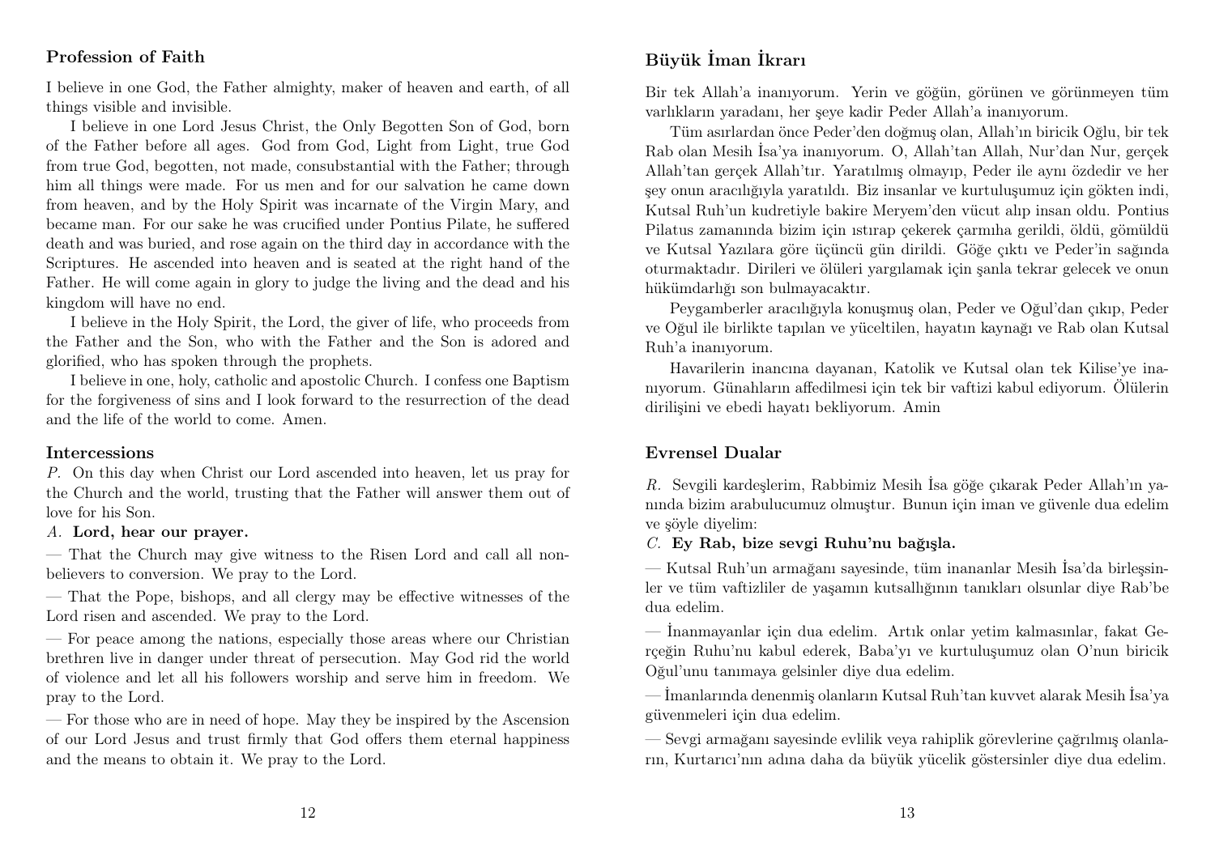## Profession of Faith

I believe in one God, the Father almighty, maker of heaven and earth, of all things visible and invisible.

I believe in one Lord Jesus Christ, the Only Begotten Son of God, born of the Father before all ages. God from God, Light from Light, true God from true God, begotten, not made, consubstantial with the Father; through him all things were made. For us men and for our salvation he came down from heaven, and by the Holy Spirit was incarnate of the Virgin Mary, and became man. For our sake he was crucified under Pontius Pilate, he suffered death and was buried, and rose again on the third day in accordance with the Scriptures. He ascended into heaven and is seated at the right hand of the Father. He will come again in glory to judge the living and the dead and his kingdom will have no end.

I believe in the Holy Spirit, the Lord, the giver of life, who proceeds from the Father and the Son, who with the Father and the Son is adored and glorified, who has spoken through the prophets.

I believe in one, holy, catholic and apostolic Church. I confess one Baptism for the forgiveness of sins and I look forward to the resurrection of the dead and the life of the world to come. Amen.

## Intercessions

*P.* On this day when Christ our Lord ascended into heaven, let us pray for the Church and the world, trusting that the Father will answer them out of love for his Son.

*A.* **Lord, hear our prayer.**

— That the Church may give witness to the Risen Lord and call all non-believers to conversion. We pray to the Lord.

— That the Pope, bishops, and all clergy may be effective witnesses of the Lord risen and ascended. We pray to the Lord.

— For peace among the nations, especially those areas where our Christian brethren live in danger under threat of persecution. May God rid the world of violence and let all his followers worship and serve him in freedom. We pray to the Lord.

— For those who are in need of hope. May they be inspired by the Ascension of our Lord Jesus and trust firmly that God offers them eternal happiness and the means to obtain it. We pray to the Lord.

## Büyük İman İkrarı

Bir tek Allah'a inanıyorum. Yerin ve göğün, görünen ve görünmeyen tüm varlıkların yaradanı, her şeye kadir Peder Allah'a inanıyorum.

Tüm asırlardan önce Peder'den doğmuş olan, Allah'ın biricik Oğlu, bir tek Rab olan Mesih İsa'ya inanıyorum. O, Allah'tan Allah, Nur'dan Nur, gerçek Allah'tan gerçek Allah'tır. Yaratılmış olmayıp, Peder ile aynı özdedir ve her şey onun aracılığıyla yaratıldı. Biz insanlar ve kurtuluşumuz için gökten indi, Kutsal Ruh'un kudretiyle bakire Meryem'den vücut alıp insan oldu. Pontius Pilatus zamanında bizim için ıstırap çekerek çarmıha gerildi, öldü, gömüldü ve Kutsal Yazılara göre üçüncü gün dirildi. Göğe çıktı ve Peder'in sağında oturmaktadır. Dirileri ve ölüleri yargılamak için şanla tekrar gelecek ve onun hükümdarlığı son bulmayacaktır.

Peygamberler aracılığıyla konuşmuş olan, Peder ve Oğul'dan çıkıp, Peder ve Oğul ile birlikte tapılan ve yüceltilen, hayatın kaynağı ve Rab olan Kutsal Ruh'a inanıyorum.

Havarilerin inancına dayanan, Katolik ve Kutsal olan tek Kilise'ye inanıyorum. Günahların affedilmesi için tek bir vaftizi kabul ediyorum. Ölülerin dirilişini ve ebedi hayatı bekliyorum. Amin

## Evrensel Dualar

*R.* Sevgili kardeşlerim, Rabbimiz Mesih İsa göğe çıkarak Peder Allah'ın yanında bizim arabulucumuz olmuştur. Bunun için iman ve güvenle dua edelim ve şöyle diyelim:

*C.* **Ey Rab, bize sevgi Ruhu'nu bağışla.**

— Kutsal Ruh'un armağanı sayesinde, tüm inananlar Mesih İsa'da birleşsinler ve tüm vaftizliler de yaşamın kutsallığının tanıkları olsunlar diye Rab'be dua edelim.

— İnanmayanlar için dua edelim. Artık onlar yetim kalmasınlar, fakat Gerçeğin Ruhu'nu kabul ederek, Baba'yı ve kurtuluşumuz olan O'nun biricik Oğul'unu tanımaya gelsinler diye dua edelim.

— İmanlarında denenmiş olanların Kutsal Ruh'tan kuvvet alarak Mesih İsa'ya güvenmeleri için dua edelim.

— Sevgi armağanı sayesinde evlilik veya rahiplik görevlerine çağrılmış olanların, Kurtarıcı'nın adına daha da büyük yücelik göstersinler diye dua edelim.